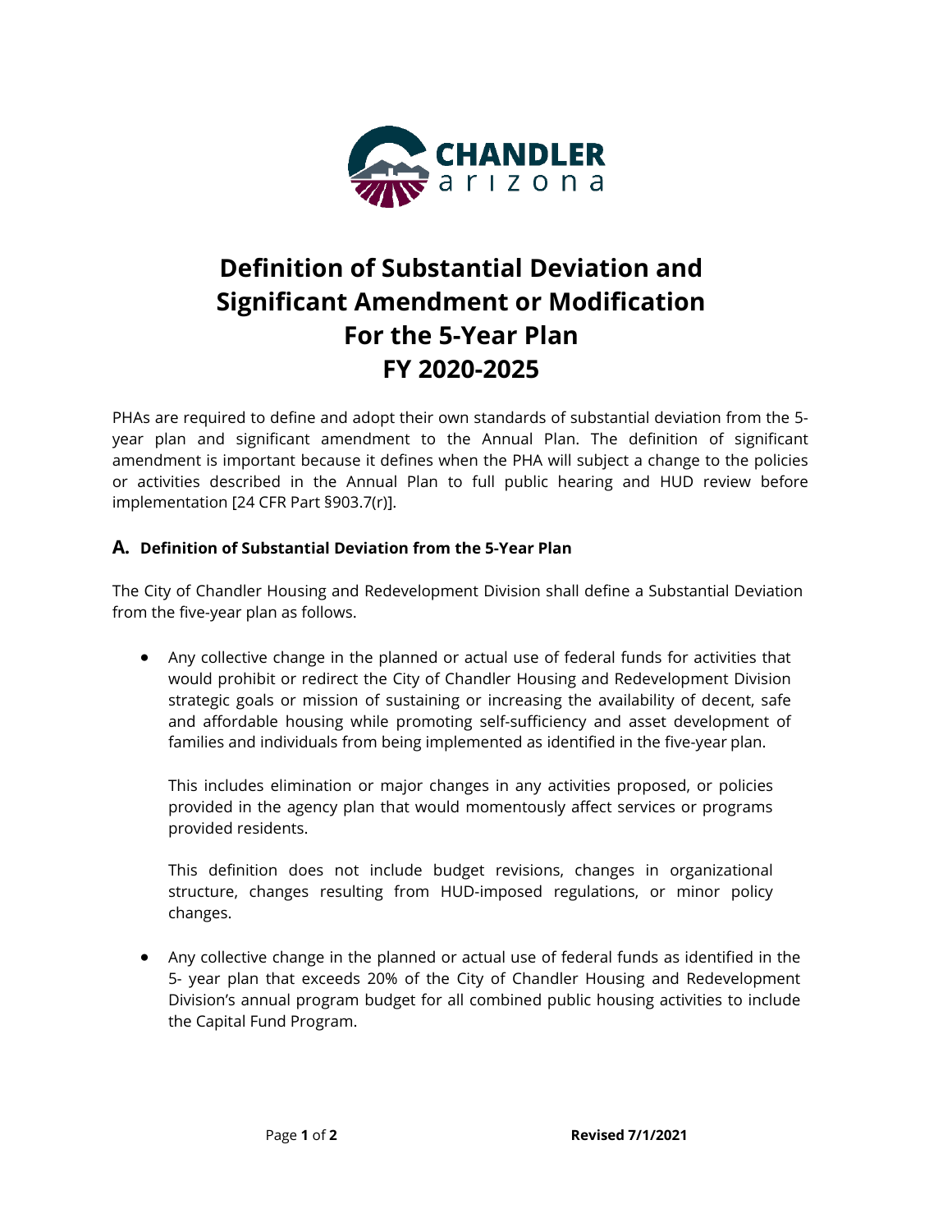# Definition of Substantial Deviation and Significant Amendment or Modification For the 5-Year Plan FY 2020-2025

PHAs are required to define and adopt their own standards of substantial deviation from the 5-year plan and significant amendment to the Annual Plan. The definition of significant amendment is important because it defines when the PHA will subject a change to the policies or activities described in the Annual Plan to full public hearing and HUD review before implementation [24 CFR Part §903.7(r)].

## A. Definition of Substantial Deviation from the 5-Year Plan

The City of Chandler Housing and Redevelopment Division shall define a Substantial Deviation from the five-year plan as follows.

- Any collective change in the planned or actual use of federal funds for activities that would prohibit or redirect the City of Chandler Housing and Redevelopment Division strategic goals or mission of sustaining or increasing the availability of decent, safe and affordable housing while promoting self-sufficiency and asset development of families and individuals from being implemented as identified in the five-year plan.

  This includes elimination or major changes in any activities proposed, or policies provided in the agency plan that would momentously affect services or programs provided residents.

  This definition does not include budget revisions, changes in organizational structure, changes resulting from HUD-imposed regulations, or minor policy changes.

- Any collective change in the planned or actual use of federal funds as identified in the 5- year plan that exceeds 20% of the City of Chandler Housing and Redevelopment Division's annual program budget for all combined public housing activities to include the Capital Fund Program.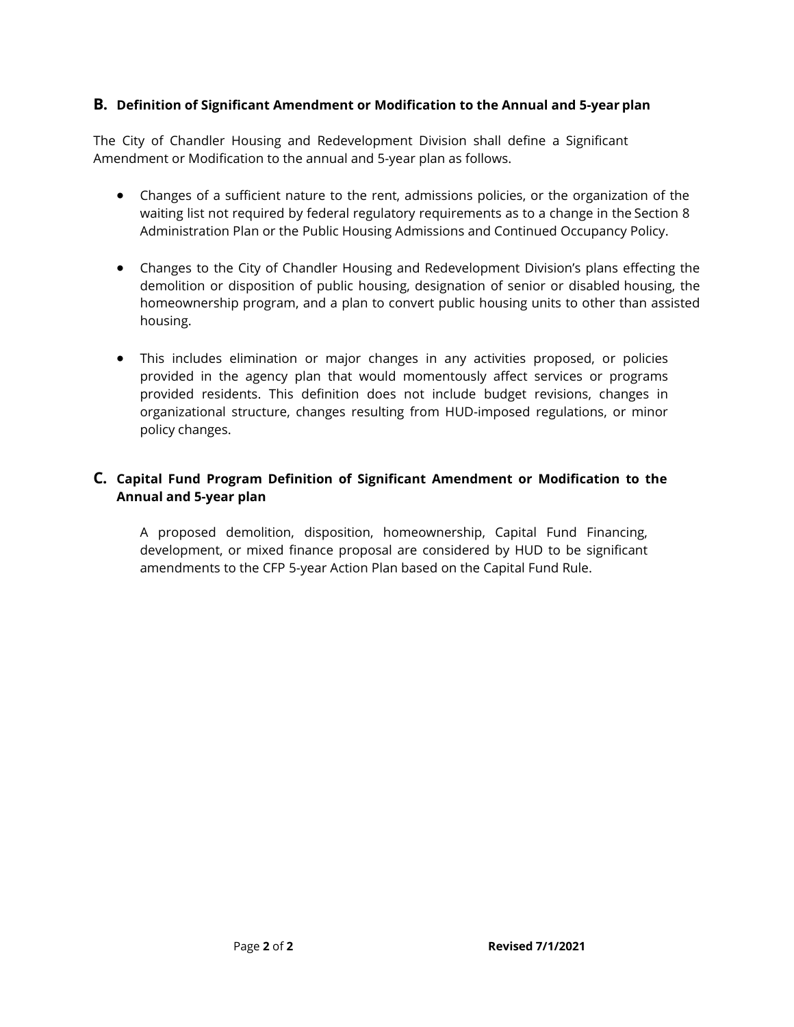## B. Definition of Significant Amendment or Modification to the Annual and 5-year plan

The City of Chandler Housing and Redevelopment Division shall define a Significant Amendment or Modification to the annual and 5-year plan as follows.

- Changes of a sufficient nature to the rent, admissions policies, or the organization of the waiting list not required by federal regulatory requirements as to a change in the Section 8 Administration Plan or the Public Housing Admissions and Continued Occupancy Policy.

- Changes to the City of Chandler Housing and Redevelopment Division's plans effecting the demolition or disposition of public housing, designation of senior or disabled housing, the homeownership program, and a plan to convert public housing units to other than assisted housing.

- This includes elimination or major changes in any activities proposed, or policies provided in the agency plan that would momentously affect services or programs provided residents. This definition does not include budget revisions, changes in organizational structure, changes resulting from HUD-imposed regulations, or minor policy changes.

## C. Capital Fund Program Definition of Significant Amendment or Modification to the Annual and 5-year plan

A proposed demolition, disposition, homeownership, Capital Fund Financing, development, or mixed finance proposal are considered by HUD to be significant amendments to the CFP 5-year Action Plan based on the Capital Fund Rule.

**Revised 7/1/2021**